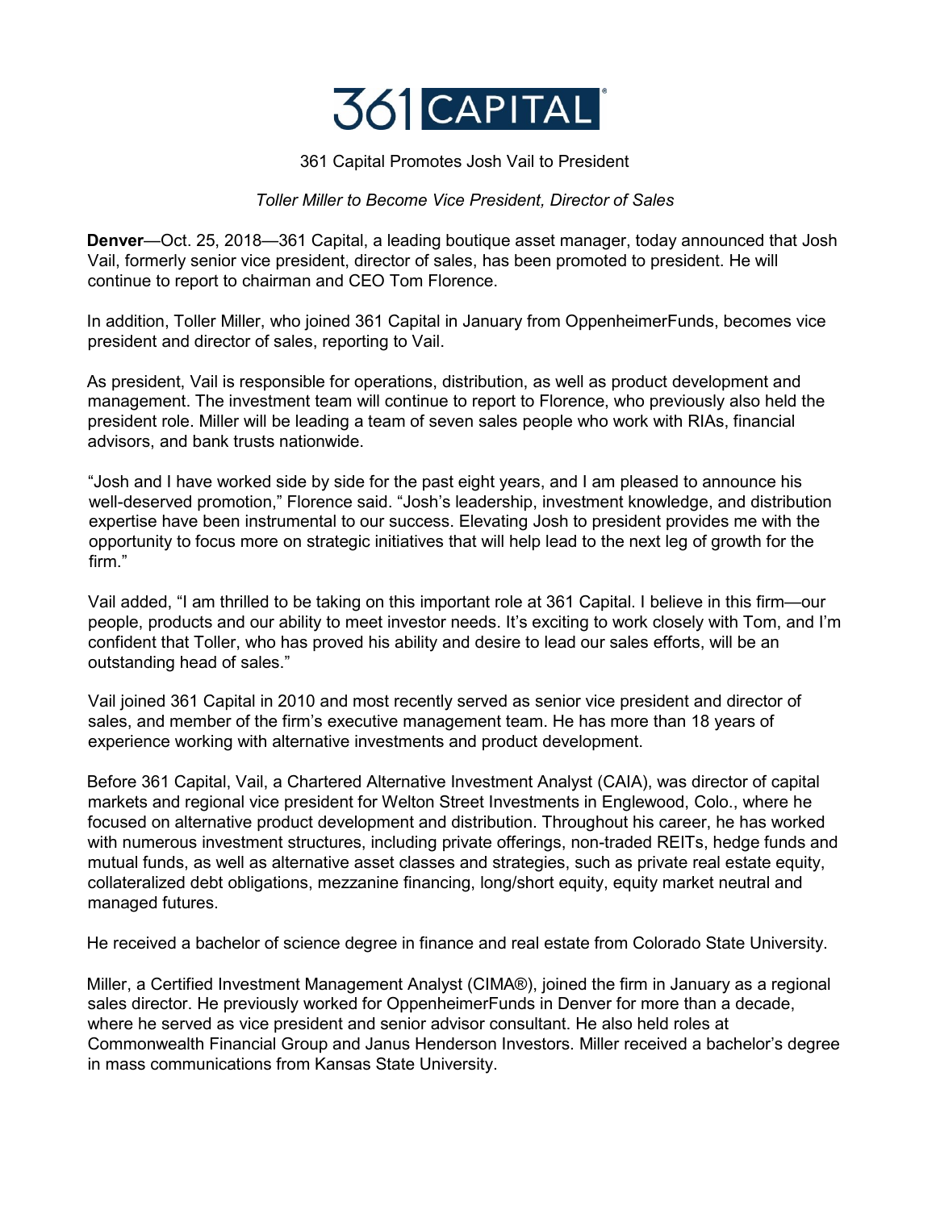# 361 CAPITAL

## 361 Capital Promotes Josh Vail to President

*Toller Miller to Become Vice President, Director of Sales*

**Denver**—Oct. 25, 2018—361 Capital, a leading boutique asset manager, today announced that Josh Vail, formerly senior vice president, director of sales, has been promoted to president. He will continue to report to chairman and CEO Tom Florence.

In addition, Toller Miller, who joined 361 Capital in January from OppenheimerFunds, becomes vice president and director of sales, reporting to Vail.

As president, Vail is responsible for operations, distribution, as well as product development and management. The investment team will continue to report to Florence, who previously also held the president role. Miller will be leading a team of seven sales people who work with RIAs, financial advisors, and bank trusts nationwide.

"Josh and I have worked side by side for the past eight years, and I am pleased to announce his well-deserved promotion," Florence said. "Josh's leadership, investment knowledge, and distribution expertise have been instrumental to our success. Elevating Josh to president provides me with the opportunity to focus more on strategic initiatives that will help lead to the next leg of growth for the firm."

Vail added, "I am thrilled to be taking on this important role at 361 Capital. I believe in this firm—our people, products and our ability to meet investor needs. It's exciting to work closely with Tom, and I'm confident that Toller, who has proved his ability and desire to lead our sales efforts, will be an outstanding head of sales."

Vail joined 361 Capital in 2010 and most recently served as senior vice president and director of sales, and member of the firm's executive management team. He has more than 18 years of experience working with alternative investments and product development.

Before 361 Capital, Vail, a Chartered Alternative Investment Analyst (CAIA), was director of capital markets and regional vice president for Welton Street Investments in Englewood, Colo., where he focused on alternative product development and distribution. Throughout his career, he has worked with numerous investment structures, including private offerings, non-traded REITs, hedge funds and mutual funds, as well as alternative asset classes and strategies, such as private real estate equity, collateralized debt obligations, mezzanine financing, long/short equity, equity market neutral and managed futures.

He received a bachelor of science degree in finance and real estate from Colorado State University.

Miller, a Certified Investment Management Analyst (CIMA®), joined the firm in January as a regional sales director. He previously worked for OppenheimerFunds in Denver for more than a decade, where he served as vice president and senior advisor consultant. He also held roles at Commonwealth Financial Group and Janus Henderson Investors. Miller received a bachelor's degree in mass communications from Kansas State University.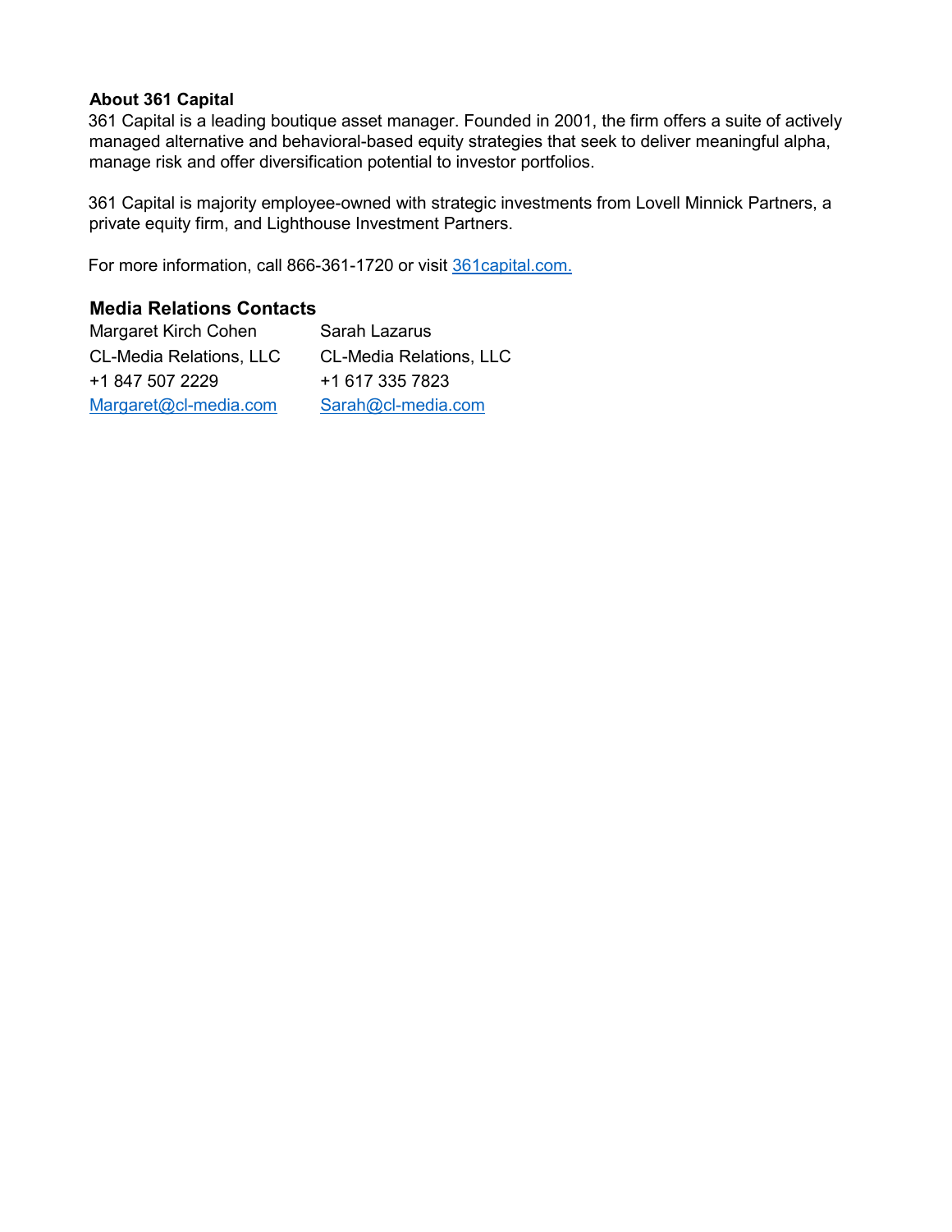**About 361 Capital**

361 Capital is a leading boutique asset manager. Founded in 2001, the firm offers a suite of actively managed alternative and behavioral-based equity strategies that seek to deliver meaningful alpha, manage risk and offer diversification potential to investor portfolios.

361 Capital is majority employee-owned with strategic investments from Lovell Minnick Partners, a private equity firm, and Lighthouse Investment Partners.

For more information, call 866-361-1720 or visit 361capital.com.

## Media Relations Contacts

| | |
|---|---|
| Margaret Kirch Cohen | Sarah Lazarus |
| CL-Media Relations, LLC | CL-Media Relations, LLC |
| +1 847 507 2229 | +1 617 335 7823 |
| Margaret@cl-media.com | Sarah@cl-media.com |